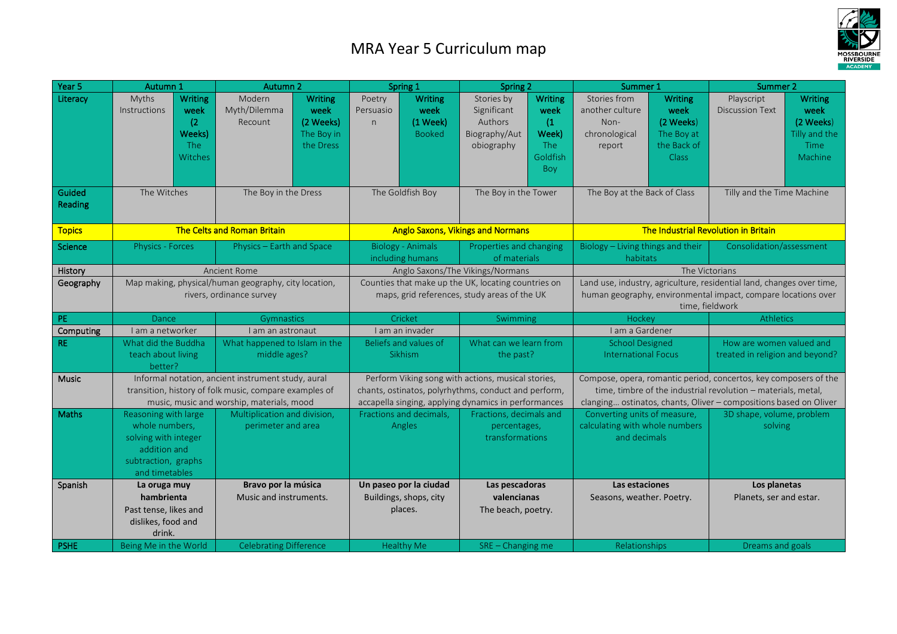# MRA Year 5 Curriculum map

| Year 5 | Autumn 1 | | Autumn 2 | | Spring 1 | | Spring 2 | | Summer 1 | | Summer 2 | |
|---|---|---|---|---|---|---|---|---|---|---|---|---|
| Literacy | Myths Instructions | **Writing week (2 Weeks)** The Witches | Modern Myth/Dilemma Recount | **Writing week (2 Weeks)** The Boy in the Dress | Poetry Persuasion | **Writing week (1 Week)** Booked | Stories by Significant Authors Biography/Autobiography | **Writing week (1 Week)** The Goldfish Boy | Stories from another culture Non-chronological report | **Writing week (2 Weeks)** The Boy at the Back of Class | Playscript Discussion Text | **Writing week (2 Weeks)** Tilly and the Time Machine |
| Guided Reading | The Witches | | The Boy in the Dress | | The Goldfish Boy | | The Boy in the Tower | | The Boy at the Back of Class | | Tilly and the Time Machine | |
| Topics | The Celts and Roman Britain | | | | Anglo Saxons, Vikings and Normans | | | | The Industrial Revolution in Britain | | | |
| Science | Physics - Forces | | Physics – Earth and Space | | Biology - Animals including humans | | Properties and changing of materials | | Biology – Living things and their habitats | | Consolidation/assessment | |
| History | Ancient Rome | | | | Anglo Saxons/The Vikings/Normans | | | | The Victorians | | | |
| Geography | Map making, physical/human geography, city location, rivers, ordinance survey | | | | Counties that make up the UK, locating countries on maps, grid references, study areas of the UK | | | | Land use, industry, agriculture, residential land, changes over time, human geography, environmental impact, compare locations over time, fieldwork | | | |
| PE | Dance | | Gymnastics | | Cricket | | Swimming | | Hockey | | Athletics | |
| Computing | I am a networker | | I am an astronaut | | I am an invader | | | | I am a Gardener | | | |
| RE | What did the Buddha teach about living better? | | What happened to Islam in the middle ages? | | Beliefs and values of Sikhism | | What can we learn from the past? | | School Designed International Focus | | How are women valued and treated in religion and beyond? | |
| Music | Informal notation, ancient instrument study, aural transition, history of folk music, compare examples of music, music and worship, materials, mood | | | | Perform Viking song with actions, musical stories, chants, ostinatos, polyrhythms, conduct and perform, accapella singing, applying dynamics in performances | | | | Compose, opera, romantic period, concertos, key composers of the time, timbre of the industrial revolution – materials, metal, clanging… ostinatos, chants, Oliver – compositions based on Oliver | | | |
| Maths | Reasoning with large whole numbers, solving with integer addition and subtraction, graphs and timetables | | Multiplication and division, perimeter and area | | Fractions and decimals, Angles | | Fractions, decimals and percentages, transformations | | Converting units of measure, calculating with whole numbers and decimals | | 3D shape, volume, problem solving | |
| Spanish | **La oruga muy hambrienta** Past tense, likes and dislikes, food and drink. | | **Bravo por la música** Music and instruments. | | **Un paseo por la ciudad** Buildings, shops, city places. | | **Las pescadoras valencianas** The beach, poetry. | | **Las estaciones** Seasons, weather. Poetry. | | **Los planetas** Planets, ser and estar. | |
| PSHE | Being Me in the World | | Celebrating Difference | | Healthy Me | | SRE – Changing me | | Relationships | | Dreams and goals | |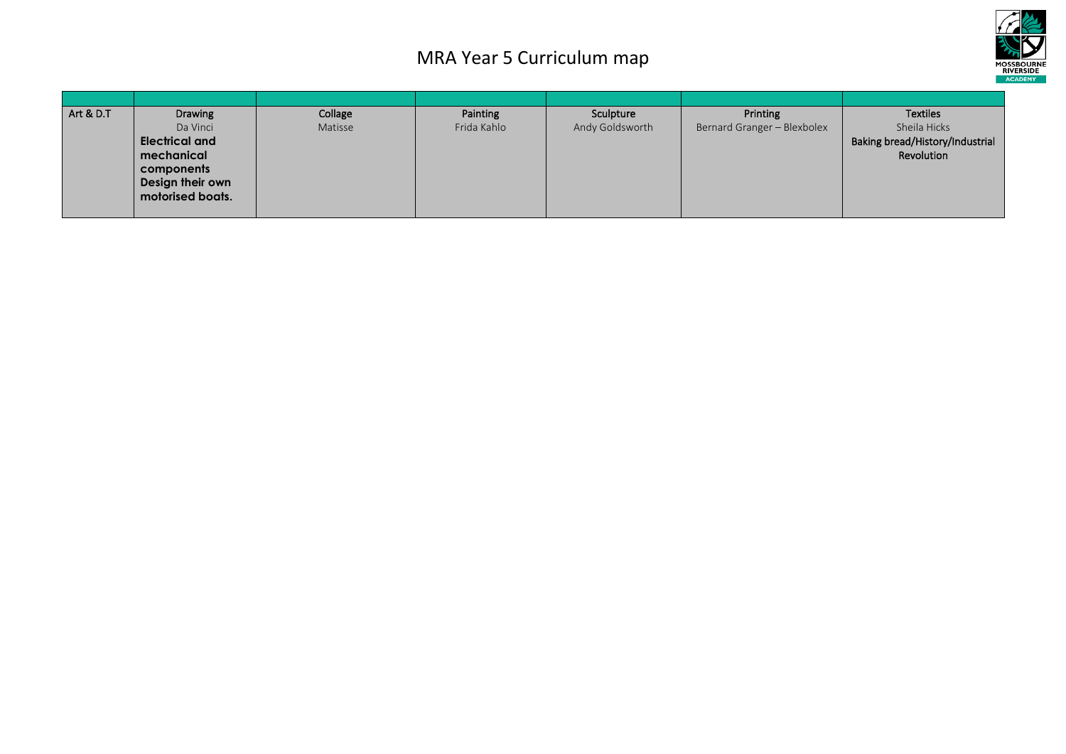# MRA Year 5 Curriculum map

| | | | | | | |
|---|---|---|---|---|---|---|
| Art & D.T | Drawing<br>Da Vinci<br>**Electrical and mechanical components Design their own motorised boats.** | Collage<br>Matisse | Painting<br>Frida Kahlo | Sculpture<br>Andy Goldsworth | Printing<br>Bernard Granger – Blexbolex | Textiles<br>Sheila Hicks<br>Baking bread/History/Industrial Revolution |